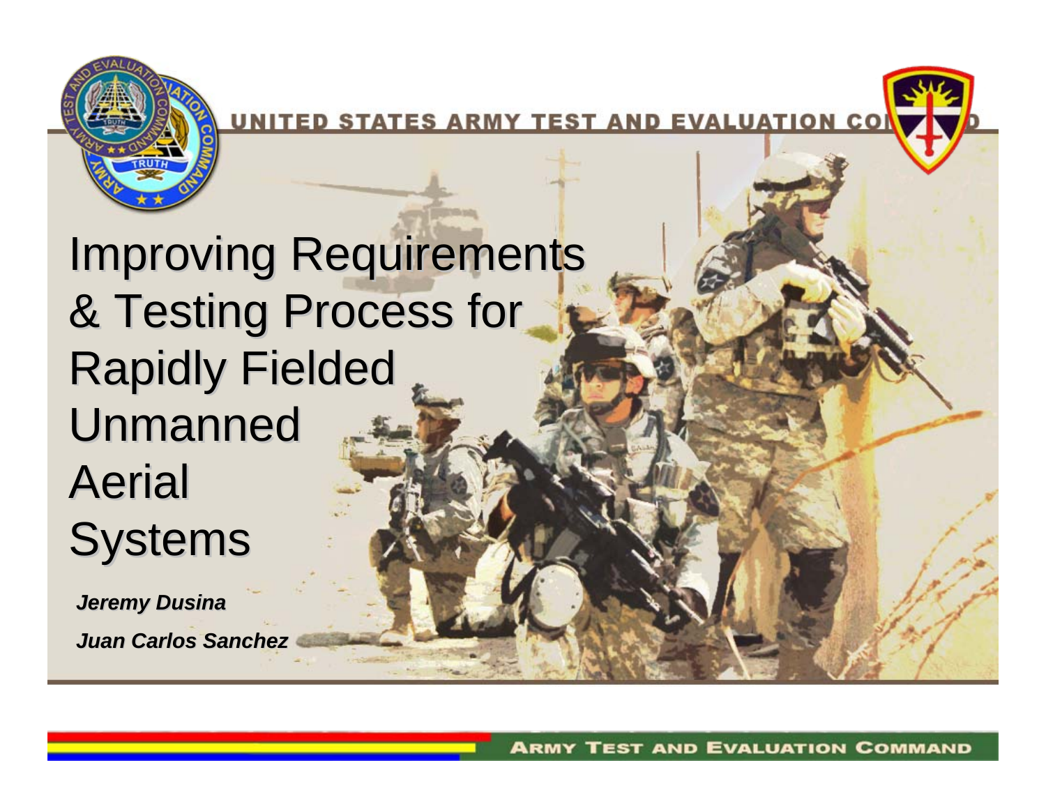UNITED STATES ARMY TEST AND EVALUATION COMMAND

# Improving Requirements & Testing Process for Rapidly Fielded Unmanned Aerial Systems

***Jeremy Dusina***

***Juan Carlos Sanchez***

ARMY TEST AND EVALUATION COMMAND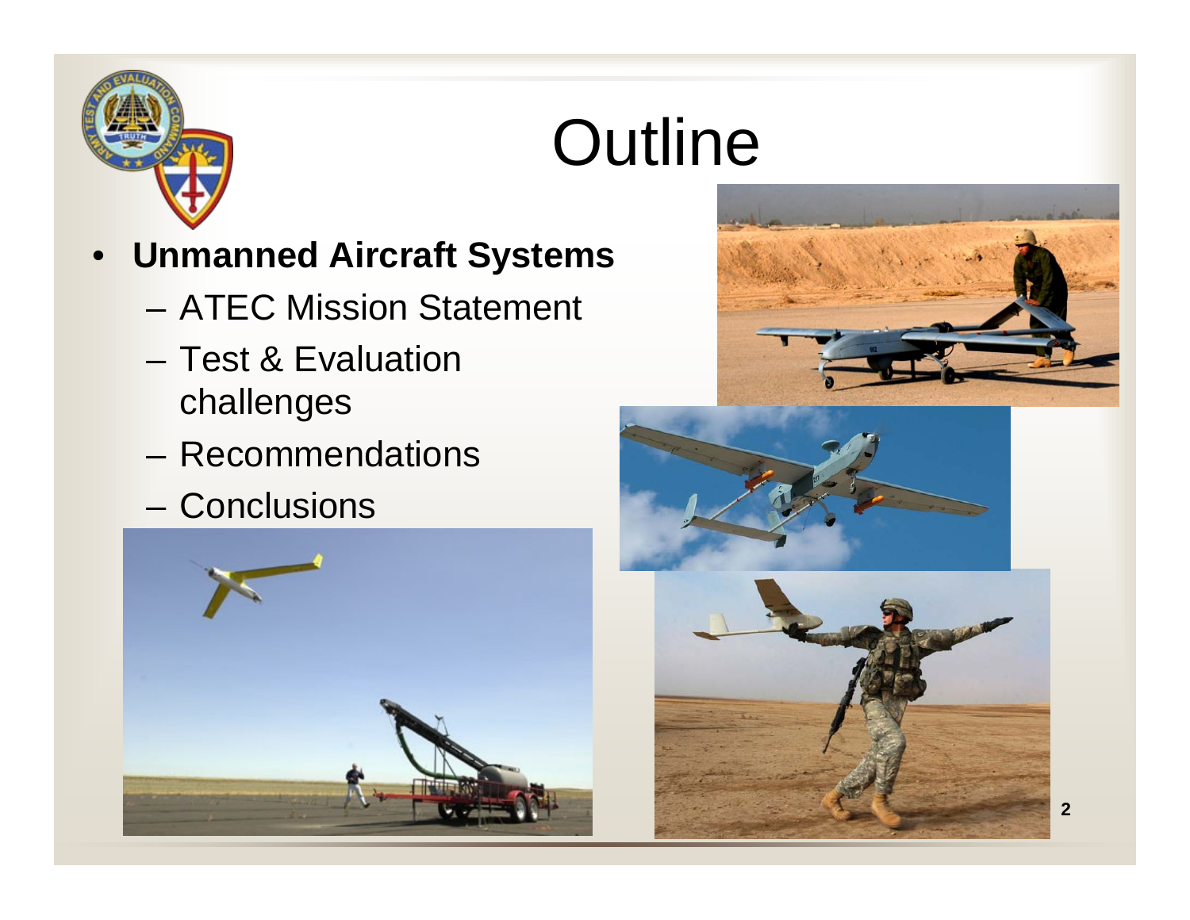# Outline

- **Unmanned Aircraft Systems**
  - ATEC Mission Statement
  - Test & Evaluation challenges
  - Recommendations
  - Conclusions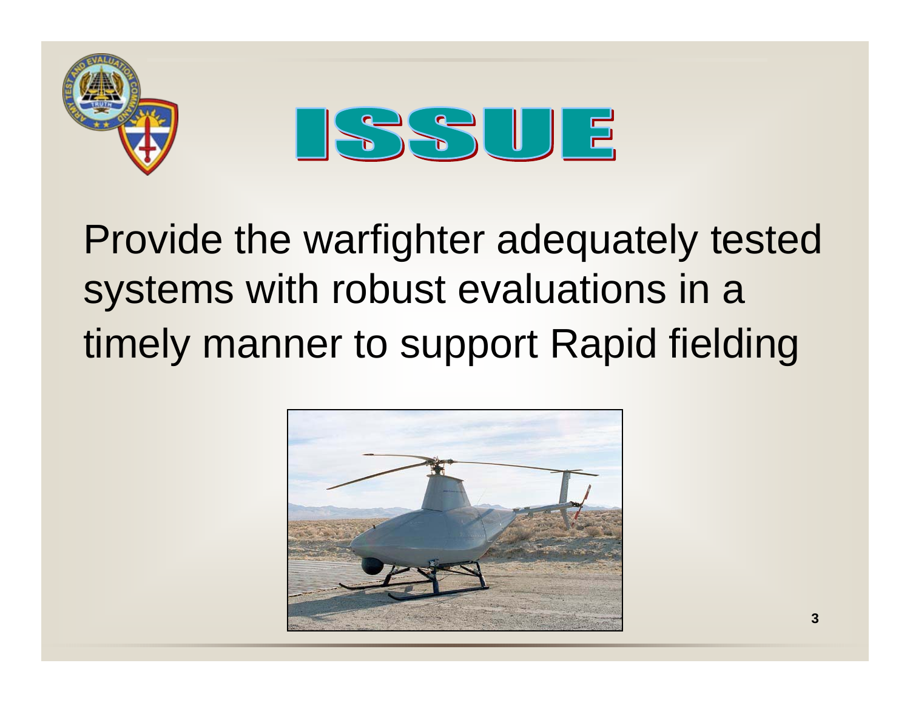# ISSUE

Provide the warfighter adequately tested systems with robust evaluations in a timely manner to support Rapid fielding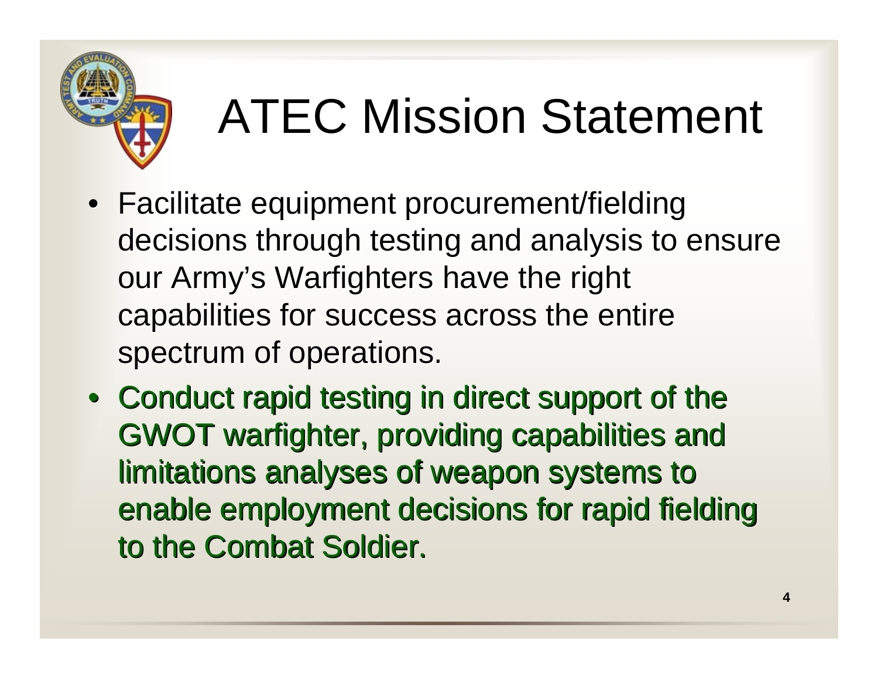# ATEC Mission Statement

- Facilitate equipment procurement/fielding decisions through testing and analysis to ensure our Army's Warfighters have the right capabilities for success across the entire spectrum of operations.
- Conduct rapid testing in direct support of the GWOT warfighter, providing capabilities and limitations analyses of weapon systems to enable employment decisions for rapid fielding to the Combat Soldier.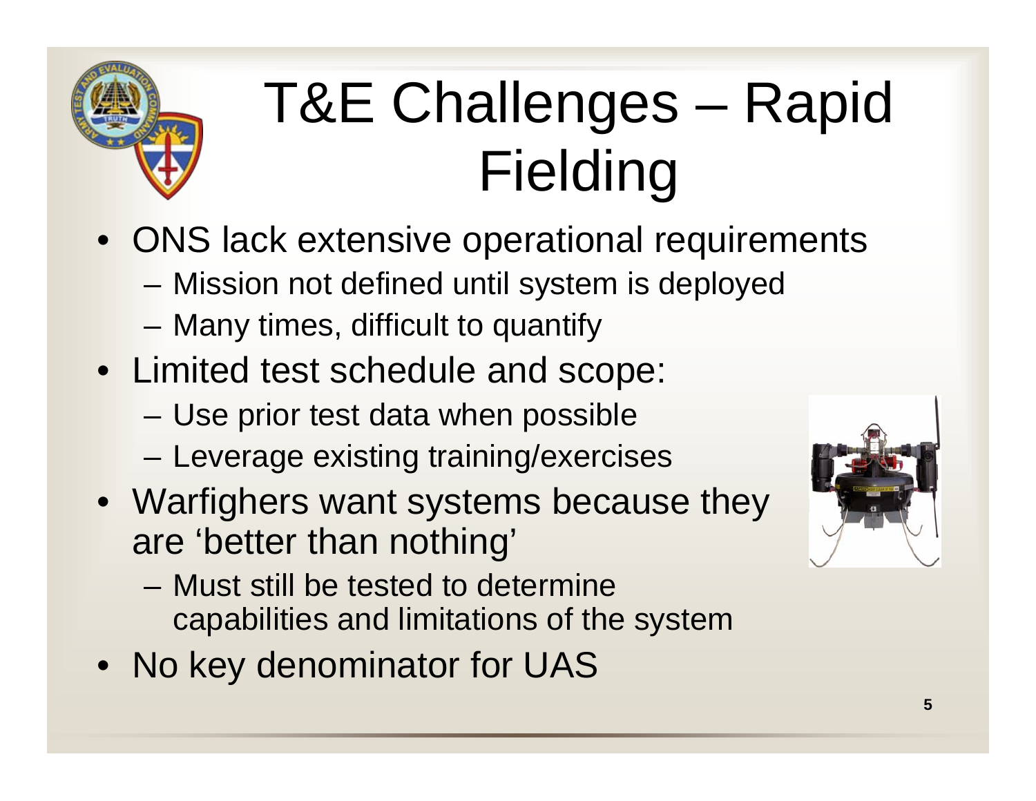# T&E Challenges – Rapid Fielding

- ONS lack extensive operational requirements
  - Mission not defined until system is deployed
  - Many times, difficult to quantify
- Limited test schedule and scope:
  - Use prior test data when possible
  - Leverage existing training/exercises
- Warfighers want systems because they are 'better than nothing'
  - Must still be tested to determine capabilities and limitations of the system
- No key denominator for UAS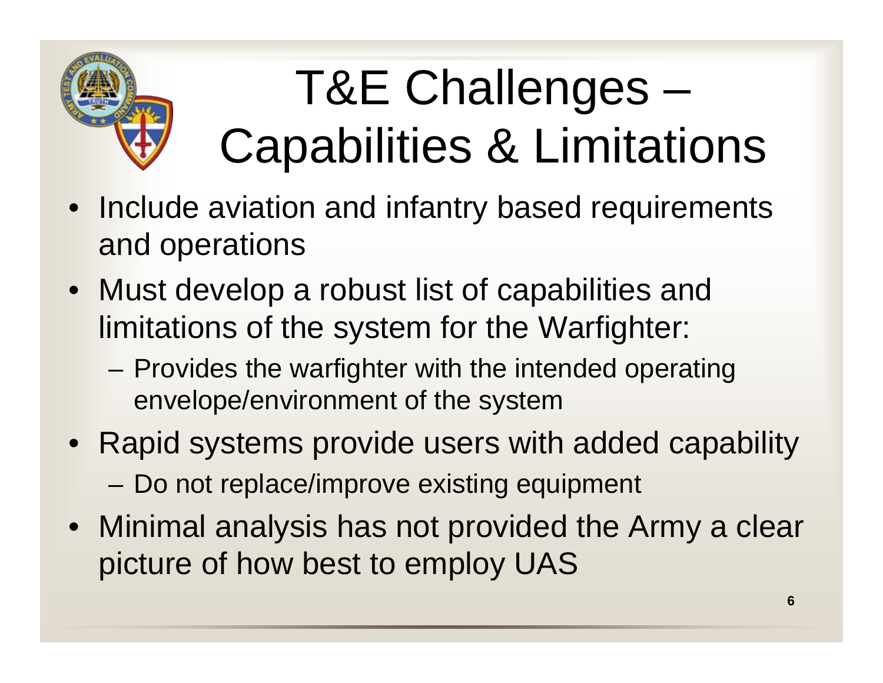# T&E Challenges – Capabilities & Limitations

- Include aviation and infantry based requirements and operations
- Must develop a robust list of capabilities and limitations of the system for the Warfighter:
  - Provides the warfighter with the intended operating envelope/environment of the system
- Rapid systems provide users with added capability
  - Do not replace/improve existing equipment
- Minimal analysis has not provided the Army a clear picture of how best to employ UAS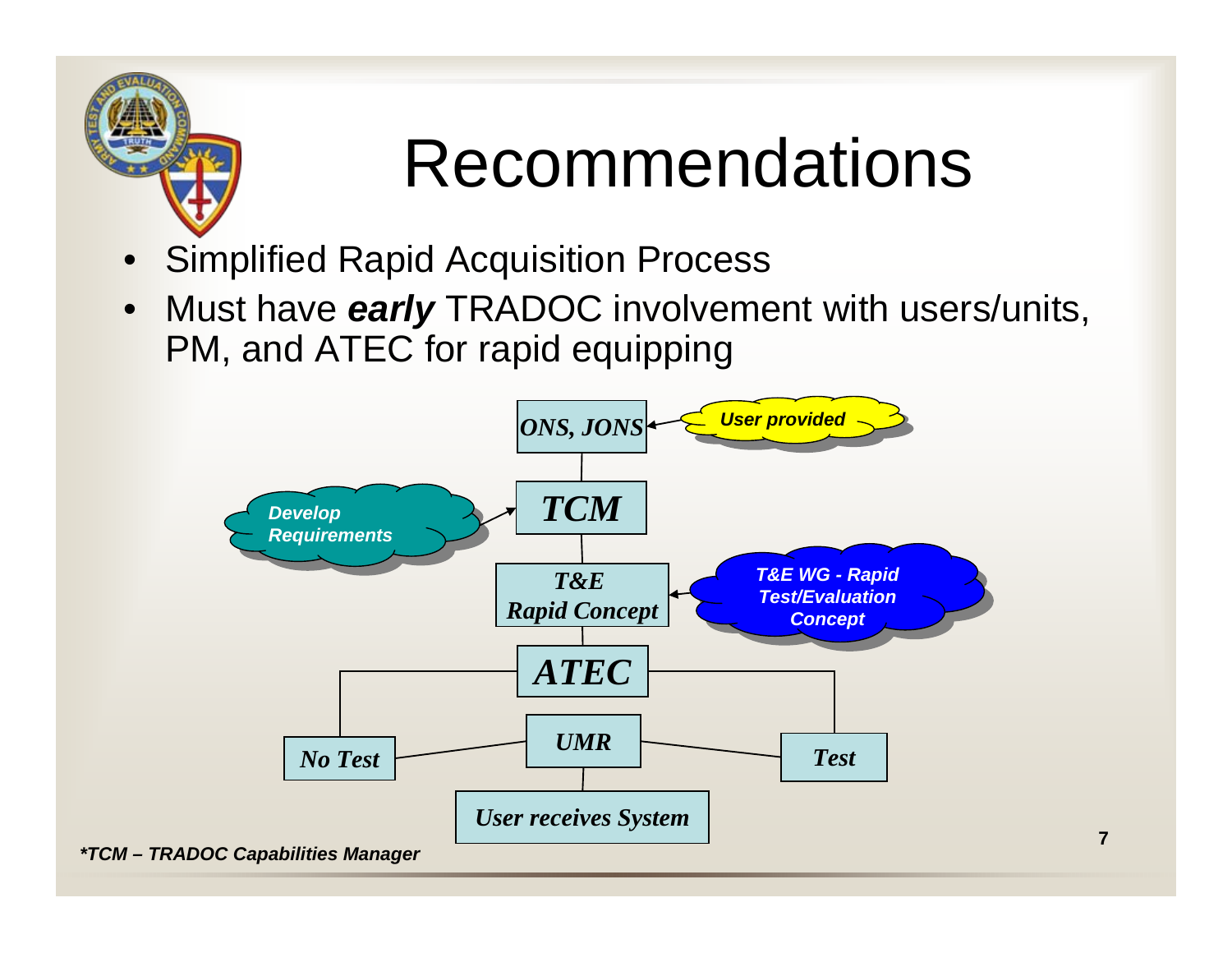# Recommendations

- Simplified Rapid Acquisition Process
- Must have ***early*** TRADOC involvement with users/units, PM, and ATEC for rapid equipping

*ONS, JONS* ← *User provided*

*TCM* ← *Develop Requirements*

*T&E Rapid Concept* ← *T&E WG - Rapid Test/Evaluation Concept*

*ATEC*

*No Test* — *UMR* — *Test*

*User receives System*

***TCM – TRADOC Capabilities Manager***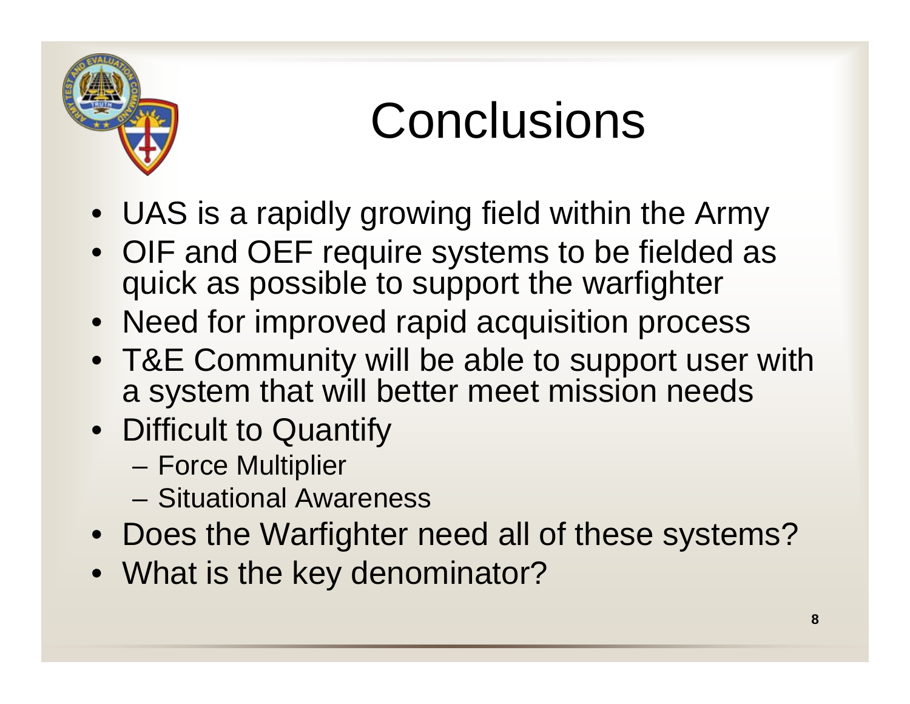# Conclusions

- UAS is a rapidly growing field within the Army
- OIF and OEF require systems to be fielded as quick as possible to support the warfighter
- Need for improved rapid acquisition process
- T&E Community will be able to support user with a system that will better meet mission needs
- Difficult to Quantify
  - Force Multiplier
  - Situational Awareness
- Does the Warfighter need all of these systems?
- What is the key denominator?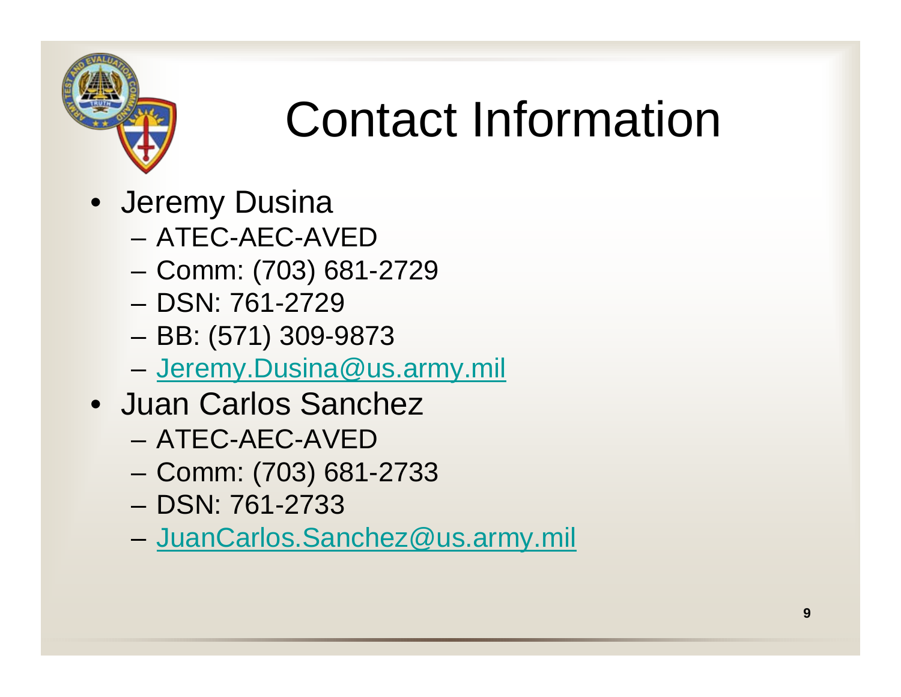# Contact Information

- Jeremy Dusina
  - ATEC-AEC-AVED
  - Comm: (703) 681-2729
  - DSN: 761-2729
  - BB: (571) 309-9873
  - Jeremy.Dusina@us.army.mil
- Juan Carlos Sanchez
  - ATEC-AEC-AVED
  - Comm: (703) 681-2733
  - DSN: 761-2733
  - JuanCarlos.Sanchez@us.army.mil